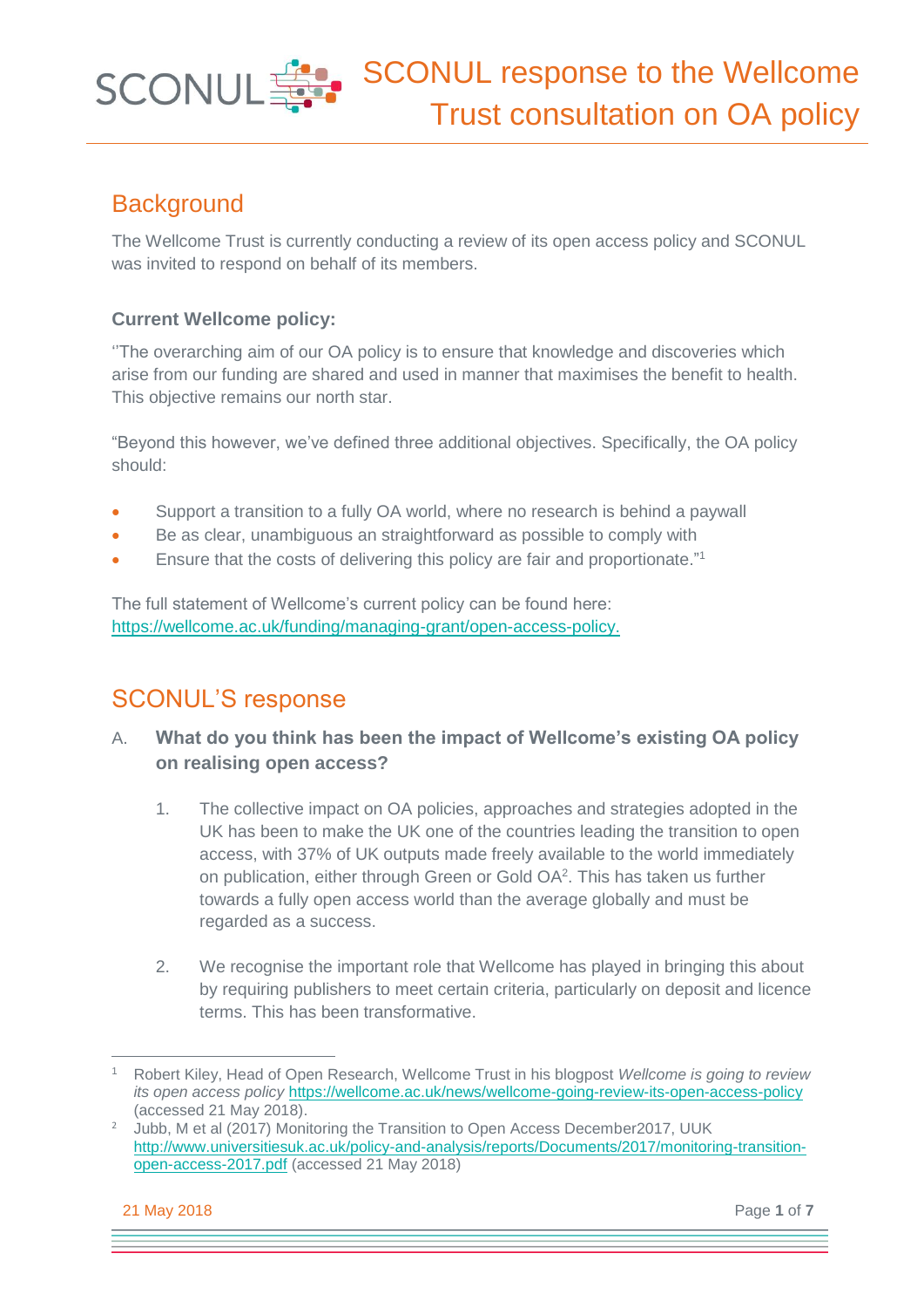# SCONUL response to the Wellcome Trust consultation on OA policy

## Background

The Wellcome Trust is currently conducting a review of its open access policy and SCONUL was invited to respond on behalf of its members.

### Current Wellcome policy:

''The overarching aim of our OA policy is to ensure that knowledge and discoveries which arise from our funding are shared and used in manner that maximises the benefit to health. This objective remains our north star.

"Beyond this however, we've defined three additional objectives. Specifically, the OA policy should:

- Support a transition to a fully OA world, where no research is behind a paywall
- Be as clear, unambiguous an straightforward as possible to comply with
- Ensure that the costs of delivering this policy are fair and proportionate."[1]

The full statement of Wellcome's current policy can be found here: https://wellcome.ac.uk/funding/managing-grant/open-access-policy.

## SCONUL'S response

A. **What do you think has been the impact of Wellcome's existing OA policy on realising open access?**

1. The collective impact on OA policies, approaches and strategies adopted in the UK has been to make the UK one of the countries leading the transition to open access, with 37% of UK outputs made freely available to the world immediately on publication, either through Green or Gold OA[2]. This has taken us further towards a fully open access world than the average globally and must be regarded as a success.

2. We recognise the important role that Wellcome has played in bringing this about by requiring publishers to meet certain criteria, particularly on deposit and licence terms. This has been transformative.

---

[1] Robert Kiley, Head of Open Research, Wellcome Trust in his blogpost *Wellcome is going to review its open access policy* https://wellcome.ac.uk/news/wellcome-going-review-its-open-access-policy (accessed 21 May 2018).

[2] Jubb, M et al (2017) Monitoring the Transition to Open Access December2017, UUK http://www.universitiesuk.ac.uk/policy-and-analysis/reports/Documents/2017/monitoring-transition-open-access-2017.pdf (accessed 21 May 2018)

21 May 2018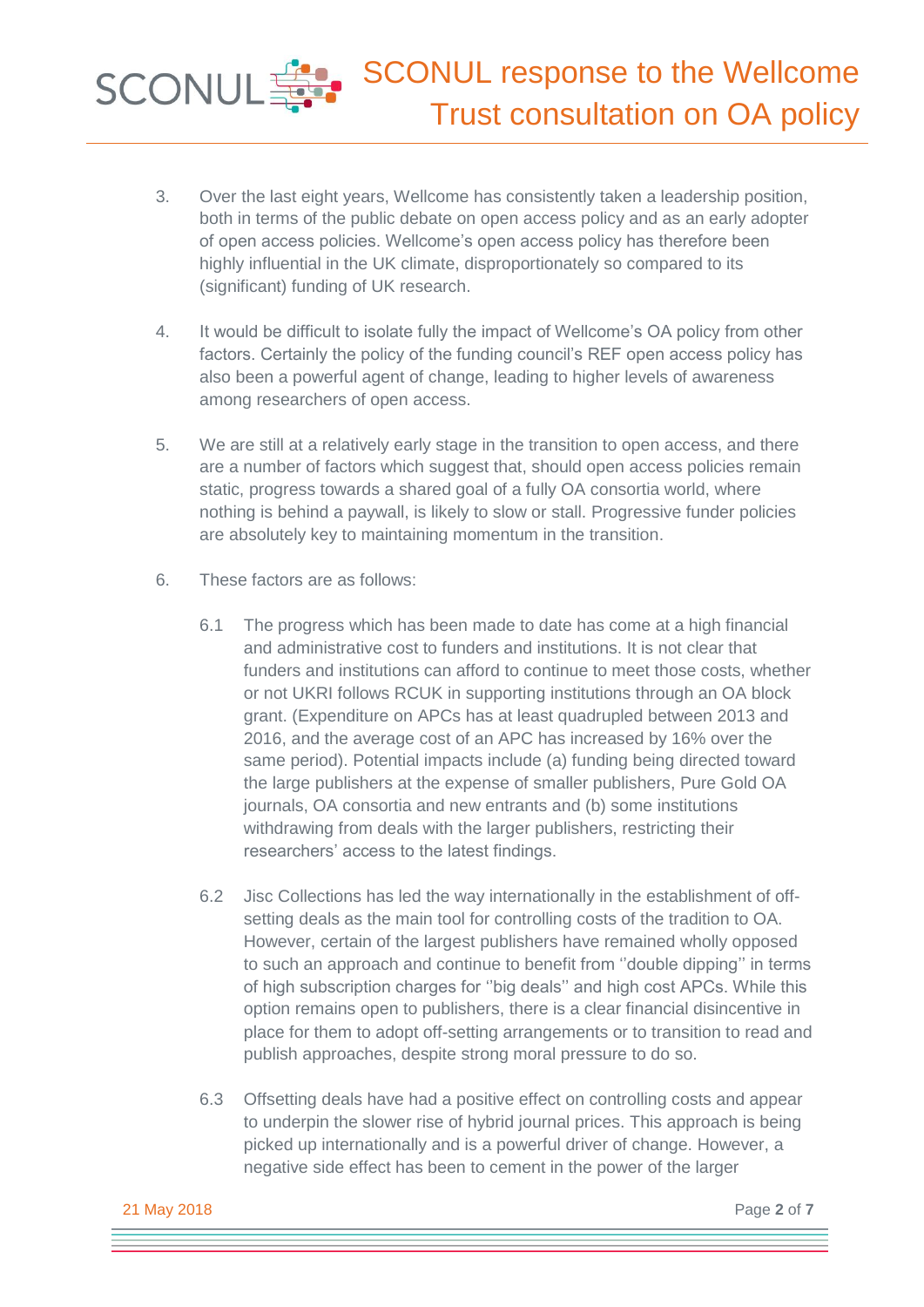3. Over the last eight years, Wellcome has consistently taken a leadership position, both in terms of the public debate on open access policy and as an early adopter of open access policies. Wellcome's open access policy has therefore been highly influential in the UK climate, disproportionately so compared to its (significant) funding of UK research.

4. It would be difficult to isolate fully the impact of Wellcome's OA policy from other factors. Certainly the policy of the funding council's REF open access policy has also been a powerful agent of change, leading to higher levels of awareness among researchers of open access.

5. We are still at a relatively early stage in the transition to open access, and there are a number of factors which suggest that, should open access policies remain static, progress towards a shared goal of a fully OA consortia world, where nothing is behind a paywall, is likely to slow or stall. Progressive funder policies are absolutely key to maintaining momentum in the transition.

6. These factors are as follows:

    6.1 The progress which has been made to date has come at a high financial and administrative cost to funders and institutions. It is not clear that funders and institutions can afford to continue to meet those costs, whether or not UKRI follows RCUK in supporting institutions through an OA block grant. (Expenditure on APCs has at least quadrupled between 2013 and 2016, and the average cost of an APC has increased by 16% over the same period). Potential impacts include (a) funding being directed toward the large publishers at the expense of smaller publishers, Pure Gold OA journals, OA consortia and new entrants and (b) some institutions withdrawing from deals with the larger publishers, restricting their researchers' access to the latest findings.

    6.2 Jisc Collections has led the way internationally in the establishment of off-setting deals as the main tool for controlling costs of the tradition to OA. However, certain of the largest publishers have remained wholly opposed to such an approach and continue to benefit from ''double dipping'' in terms of high subscription charges for ''big deals'' and high cost APCs. While this option remains open to publishers, there is a clear financial disincentive in place for them to adopt off-setting arrangements or to transition to read and publish approaches, despite strong moral pressure to do so.

    6.3 Offsetting deals have had a positive effect on controlling costs and appear to underpin the slower rise of hybrid journal prices. This approach is being picked up internationally and is a powerful driver of change. However, a negative side effect has been to cement in the power of the larger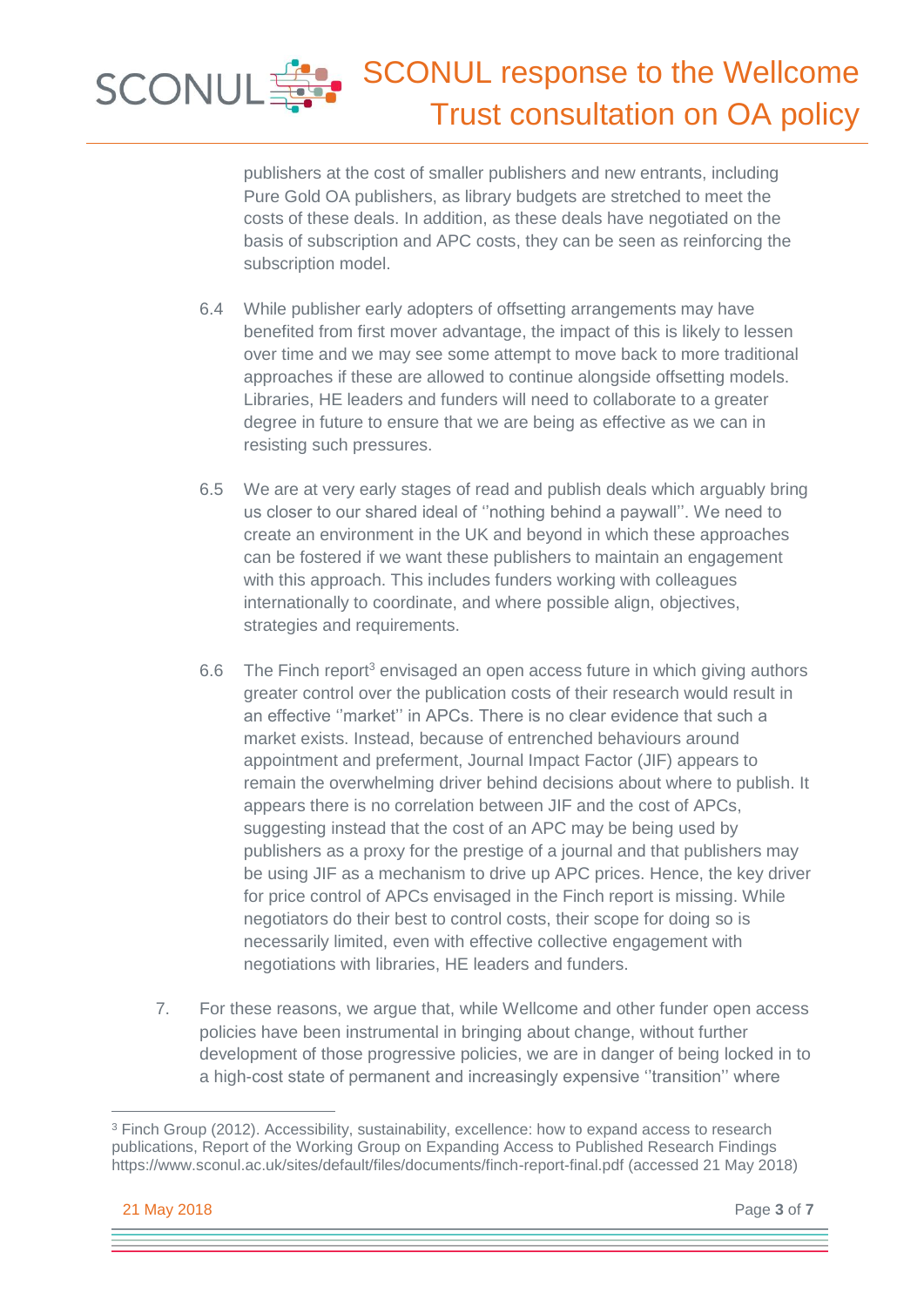publishers at the cost of smaller publishers and new entrants, including Pure Gold OA publishers, as library budgets are stretched to meet the costs of these deals. In addition, as these deals have negotiated on the basis of subscription and APC costs, they can be seen as reinforcing the subscription model.

6.4 While publisher early adopters of offsetting arrangements may have benefited from first mover advantage, the impact of this is likely to lessen over time and we may see some attempt to move back to more traditional approaches if these are allowed to continue alongside offsetting models. Libraries, HE leaders and funders will need to collaborate to a greater degree in future to ensure that we are being as effective as we can in resisting such pressures.

6.5 We are at very early stages of read and publish deals which arguably bring us closer to our shared ideal of ''nothing behind a paywall''. We need to create an environment in the UK and beyond in which these approaches can be fostered if we want these publishers to maintain an engagement with this approach. This includes funders working with colleagues internationally to coordinate, and where possible align, objectives, strategies and requirements.

6.6 The Finch report[3] envisaged an open access future in which giving authors greater control over the publication costs of their research would result in an effective ''market'' in APCs. There is no clear evidence that such a market exists. Instead, because of entrenched behaviours around appointment and preferment, Journal Impact Factor (JIF) appears to remain the overwhelming driver behind decisions about where to publish. It appears there is no correlation between JIF and the cost of APCs, suggesting instead that the cost of an APC may be being used by publishers as a proxy for the prestige of a journal and that publishers may be using JIF as a mechanism to drive up APC prices. Hence, the key driver for price control of APCs envisaged in the Finch report is missing. While negotiators do their best to control costs, their scope for doing so is necessarily limited, even with effective collective engagement with negotiations with libraries, HE leaders and funders.

7. For these reasons, we argue that, while Wellcome and other funder open access policies have been instrumental in bringing about change, without further development of those progressive policies, we are in danger of being locked in to a high-cost state of permanent and increasingly expensive ''transition'' where

[3] Finch Group (2012). Accessibility, sustainability, excellence: how to expand access to research publications, Report of the Working Group on Expanding Access to Published Research Findings https://www.sconul.ac.uk/sites/default/files/documents/finch-report-final.pdf (accessed 21 May 2018)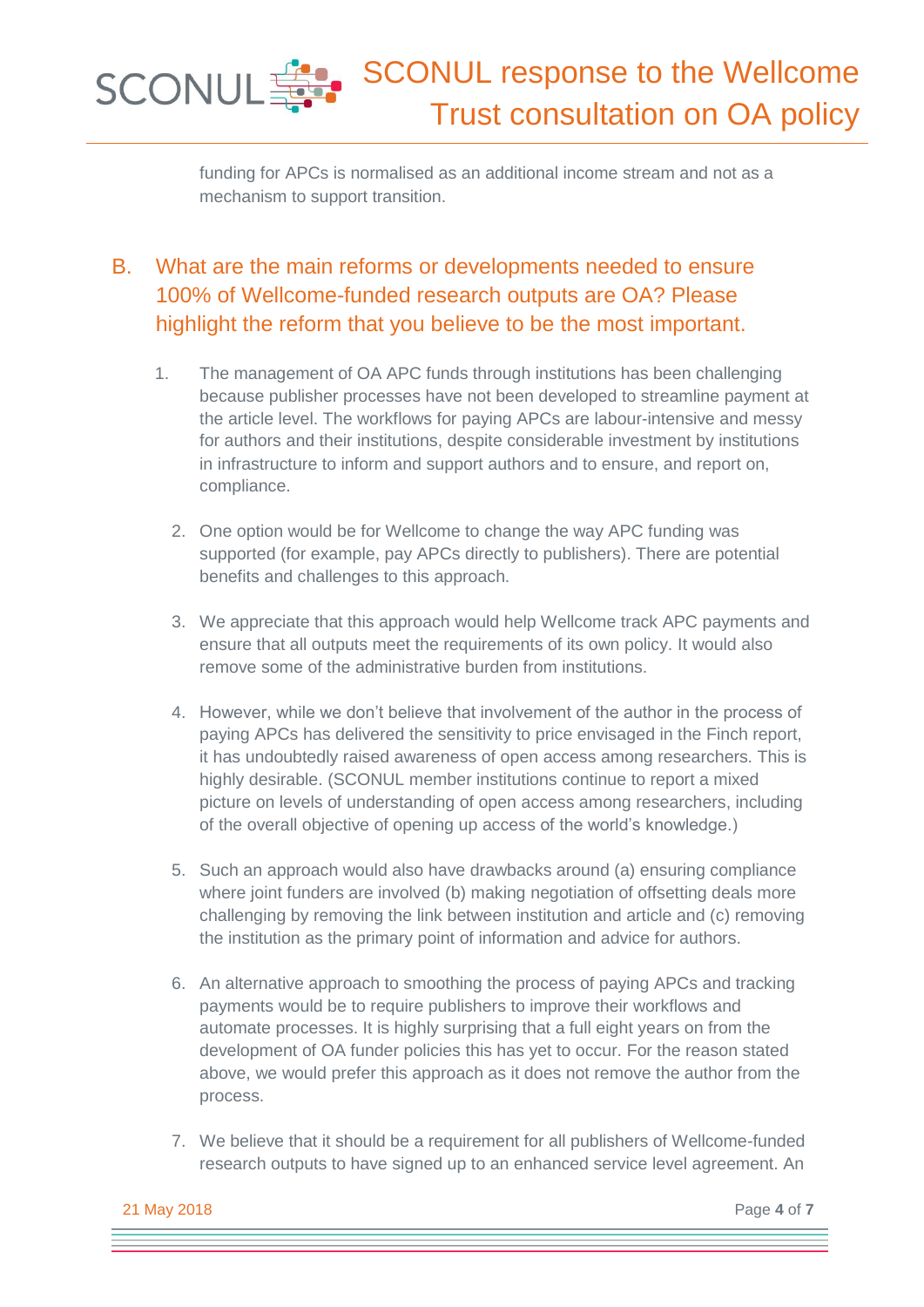funding for APCs is normalised as an additional income stream and not as a mechanism to support transition.

## B. What are the main reforms or developments needed to ensure 100% of Wellcome-funded research outputs are OA? Please highlight the reform that you believe to be the most important.

1. The management of OA APC funds through institutions has been challenging because publisher processes have not been developed to streamline payment at the article level. The workflows for paying APCs are labour-intensive and messy for authors and their institutions, despite considerable investment by institutions in infrastructure to inform and support authors and to ensure, and report on, compliance.

2. One option would be for Wellcome to change the way APC funding was supported (for example, pay APCs directly to publishers). There are potential benefits and challenges to this approach.

3. We appreciate that this approach would help Wellcome track APC payments and ensure that all outputs meet the requirements of its own policy. It would also remove some of the administrative burden from institutions.

4. However, while we don't believe that involvement of the author in the process of paying APCs has delivered the sensitivity to price envisaged in the Finch report, it has undoubtedly raised awareness of open access among researchers. This is highly desirable. (SCONUL member institutions continue to report a mixed picture on levels of understanding of open access among researchers, including of the overall objective of opening up access of the world's knowledge.)

5. Such an approach would also have drawbacks around (a) ensuring compliance where joint funders are involved (b) making negotiation of offsetting deals more challenging by removing the link between institution and article and (c) removing the institution as the primary point of information and advice for authors.

6. An alternative approach to smoothing the process of paying APCs and tracking payments would be to require publishers to improve their workflows and automate processes. It is highly surprising that a full eight years on from the development of OA funder policies this has yet to occur. For the reason stated above, we would prefer this approach as it does not remove the author from the process.

7. We believe that it should be a requirement for all publishers of Wellcome-funded research outputs to have signed up to an enhanced service level agreement. An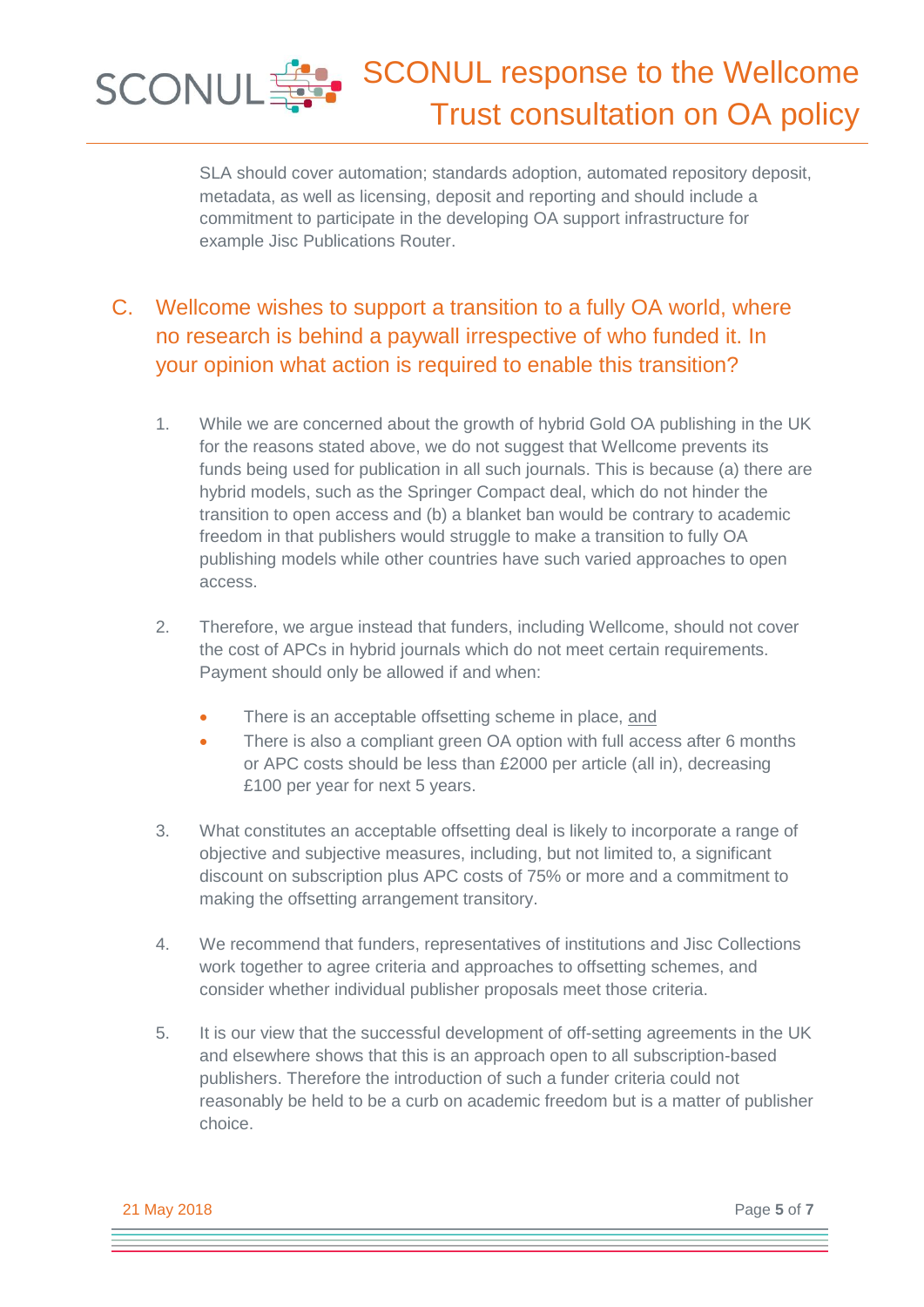SLA should cover automation; standards adoption, automated repository deposit, metadata, as well as licensing, deposit and reporting and should include a commitment to participate in the developing OA support infrastructure for example Jisc Publications Router.

## C. Wellcome wishes to support a transition to a fully OA world, where no research is behind a paywall irrespective of who funded it. In your opinion what action is required to enable this transition?

1. While we are concerned about the growth of hybrid Gold OA publishing in the UK for the reasons stated above, we do not suggest that Wellcome prevents its funds being used for publication in all such journals. This is because (a) there are hybrid models, such as the Springer Compact deal, which do not hinder the transition to open access and (b) a blanket ban would be contrary to academic freedom in that publishers would struggle to make a transition to fully OA publishing models while other countries have such varied approaches to open access.

2. Therefore, we argue instead that funders, including Wellcome, should not cover the cost of APCs in hybrid journals which do not meet certain requirements. Payment should only be allowed if and when:

   - There is an acceptable offsetting scheme in place, and
   - There is also a compliant green OA option with full access after 6 months or APC costs should be less than £2000 per article (all in), decreasing £100 per year for next 5 years.

3. What constitutes an acceptable offsetting deal is likely to incorporate a range of objective and subjective measures, including, but not limited to, a significant discount on subscription plus APC costs of 75% or more and a commitment to making the offsetting arrangement transitory.

4. We recommend that funders, representatives of institutions and Jisc Collections work together to agree criteria and approaches to offsetting schemes, and consider whether individual publisher proposals meet those criteria.

5. It is our view that the successful development of off-setting agreements in the UK and elsewhere shows that this is an approach open to all subscription-based publishers. Therefore the introduction of such a funder criteria could not reasonably be held to be a curb on academic freedom but is a matter of publisher choice.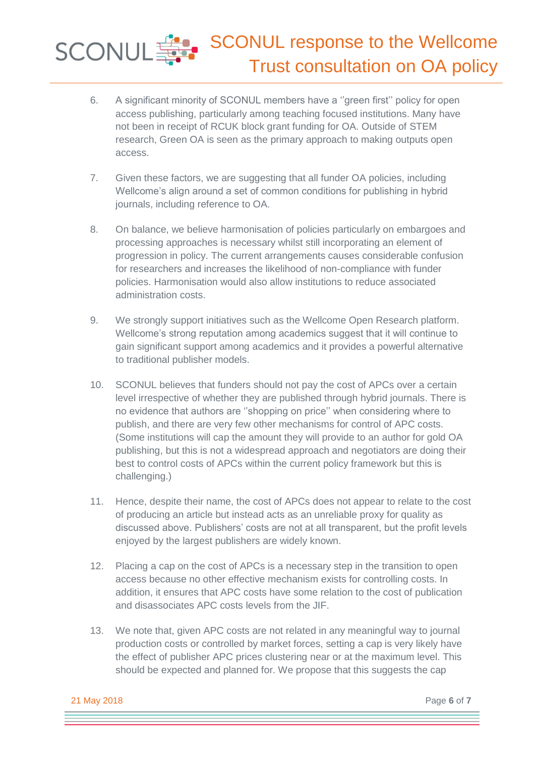6. A significant minority of SCONUL members have a ''green first'' policy for open access publishing, particularly among teaching focused institutions. Many have not been in receipt of RCUK block grant funding for OA. Outside of STEM research, Green OA is seen as the primary approach to making outputs open access.

7. Given these factors, we are suggesting that all funder OA policies, including Wellcome's align around a set of common conditions for publishing in hybrid journals, including reference to OA.

8. On balance, we believe harmonisation of policies particularly on embargoes and processing approaches is necessary whilst still incorporating an element of progression in policy. The current arrangements causes considerable confusion for researchers and increases the likelihood of non-compliance with funder policies. Harmonisation would also allow institutions to reduce associated administration costs.

9. We strongly support initiatives such as the Wellcome Open Research platform. Wellcome's strong reputation among academics suggest that it will continue to gain significant support among academics and it provides a powerful alternative to traditional publisher models.

10. SCONUL believes that funders should not pay the cost of APCs over a certain level irrespective of whether they are published through hybrid journals. There is no evidence that authors are ''shopping on price'' when considering where to publish, and there are very few other mechanisms for control of APC costs. (Some institutions will cap the amount they will provide to an author for gold OA publishing, but this is not a widespread approach and negotiators are doing their best to control costs of APCs within the current policy framework but this is challenging.)

11. Hence, despite their name, the cost of APCs does not appear to relate to the cost of producing an article but instead acts as an unreliable proxy for quality as discussed above. Publishers' costs are not at all transparent, but the profit levels enjoyed by the largest publishers are widely known.

12. Placing a cap on the cost of APCs is a necessary step in the transition to open access because no other effective mechanism exists for controlling costs. In addition, it ensures that APC costs have some relation to the cost of publication and disassociates APC costs levels from the JIF.

13. We note that, given APC costs are not related in any meaningful way to journal production costs or controlled by market forces, setting a cap is very likely have the effect of publisher APC prices clustering near or at the maximum level. This should be expected and planned for. We propose that this suggests the cap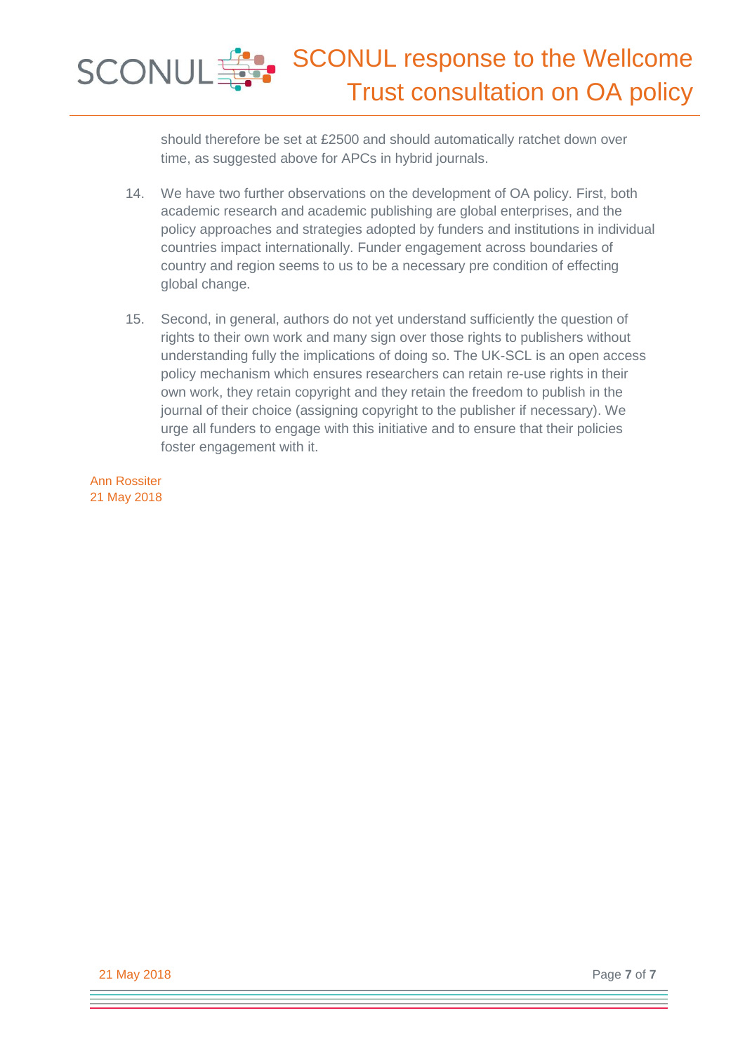should therefore be set at £2500 and should automatically ratchet down over time, as suggested above for APCs in hybrid journals.

14. We have two further observations on the development of OA policy. First, both academic research and academic publishing are global enterprises, and the policy approaches and strategies adopted by funders and institutions in individual countries impact internationally. Funder engagement across boundaries of country and region seems to us to be a necessary pre condition of effecting global change.

15. Second, in general, authors do not yet understand sufficiently the question of rights to their own work and many sign over those rights to publishers without understanding fully the implications of doing so. The UK-SCL is an open access policy mechanism which ensures researchers can retain re-use rights in their own work, they retain copyright and they retain the freedom to publish in the journal of their choice (assigning copyright to the publisher if necessary). We urge all funders to engage with this initiative and to ensure that their policies foster engagement with it.

Ann Rossiter
21 May 2018